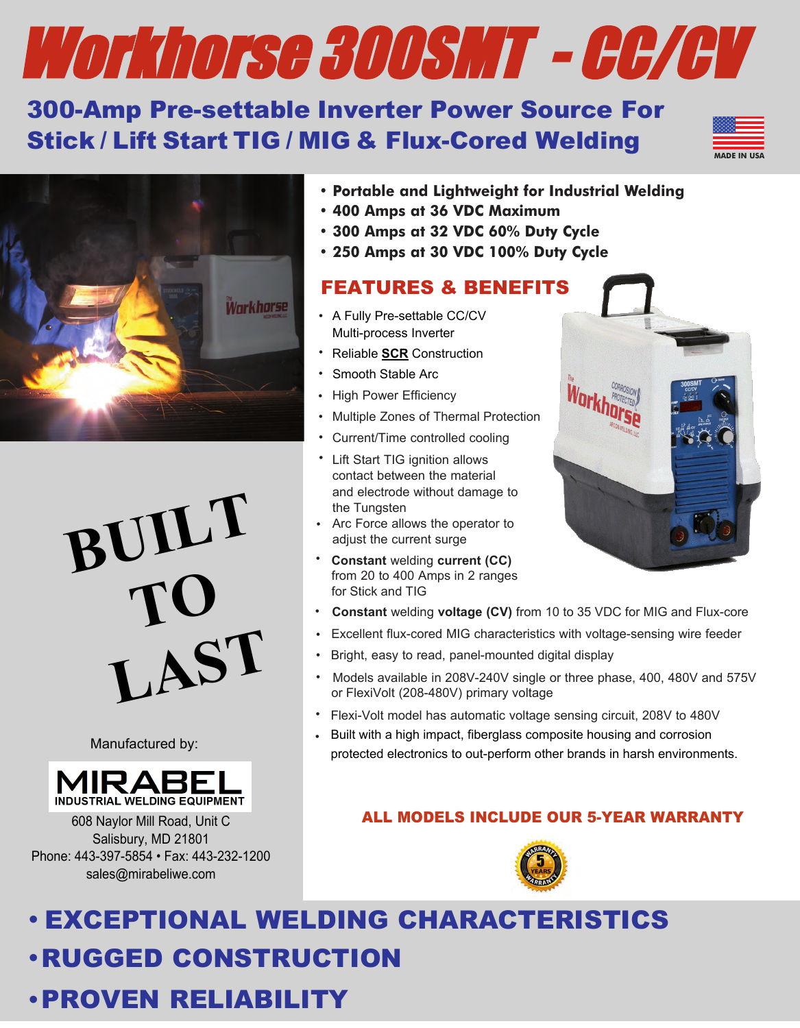# Workhorse 300SMT - CC/CV

## 300-Amp Pre-settable Inverter Power Source For Stick / Lift Start TIG / MIG & Flux-Cored Welding

MADE IN USA

- **Portable and Lightweight for Industrial Welding**
- **400 Amps at 36 VDC Maximum**
- **300 Amps at 32 VDC 60% Duty Cycle**
- **250 Amps at 30 VDC 100% Duty Cycle**

## FEATURES & BENEFITS

- A Fully Pre-settable CC/CV Multi-process Inverter
- Reliable **SCR** Construction
- Smooth Stable Arc
- High Power Efficiency
- Multiple Zones of Thermal Protection
- Current/Time controlled cooling
- Lift Start TIG ignition allows contact between the material and electrode without damage to the Tungsten
- Arc Force allows the operator to adjust the current surge
- **Constant** welding **current (CC)** from 20 to 400 Amps in 2 ranges for Stick and TIG
- **Constant** welding **voltage (CV)** from 10 to 35 VDC for MIG and Flux-core
- Excellent flux-cored MIG characteristics with voltage-sensing wire feeder
- Bright, easy to read, panel-mounted digital display
- Models available in 208V-240V single or three phase, 400, 480V and 575V or FlexiVolt (208-480V) primary voltage
- Flexi-Volt model has automatic voltage sensing circuit, 208V to 480V
- Built with a high impact, fiberglass composite housing and corrosion protected electronics to out-perform other brands in harsh environments.

**BUILT TO LAST**

Manufactured by:

**MIRABEL**
INDUSTRIAL WELDING EQUIPMENT

608 Naylor Mill Road, Unit C
Salisbury, MD 21801
Phone: 443-397-5854 • Fax: 443-232-1200
sales@mirabeliwe.com

**ALL MODELS INCLUDE OUR 5-YEAR WARRANTY**

- **EXCEPTIONAL WELDING CHARACTERISTICS**
- **RUGGED CONSTRUCTION**
- **PROVEN RELIABILITY**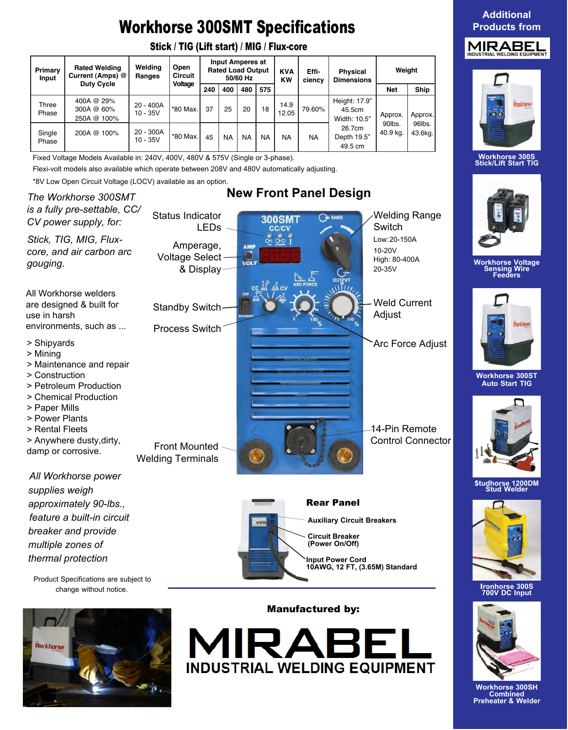# Workhorse 300SMT Specifications

## Stick / TIG (Lift start) / MIG / Flux-core

| Primary Input | Rated Welding Current (Amps) @ Duty Cycle | Welding Ranges | Open Circuit Voltage | Input Amperes at Rated Load Output 50/60 Hz | | | | KVA KW | Effi-ciency | Physical Dimensions | Weight | |
|---|---|---|---|---|---|---|---|---|---|---|---|---|
| | | | | 240 | 400 | 480 | 575 | | | | Net | Ship |
| Three Phase | 400A @ 29%<br>300A @ 60%<br>250A @ 100% | 20 - 400A<br>10 - 35V | *80 Max. | 37 | 25 | 20 | 18 | 14.9<br>12.05 | 79.60% | Height: 17.9”<br>45.5cm<br>Width: 10.5”<br>26.7cm<br>Depth 19.5”<br>49.5 cm | Approx.<br>90lbs.<br>40.9 kg. | Approx.<br>96lbs.<br>43.6kg. |
| Single Phase | 200A @ 100% | 20 - 300A<br>10 - 35V | *80 Max. | 45 | NA | NA | NA | NA | NA | | | |

Fixed Voltage Models Available in: 240V, 400V, 480V & 575V (Single or 3-phase).

Flexi-volt models also available which operate between 208V and 480V automatically adjusting.

*8V Low Open Circuit Voltage (LOCV) available as an option.

*The Workhorse 300SMT is a fully pre-settable, CC/CV power supply, for:*

*Stick, TIG, MIG, Flux-core, and air carbon arc gouging.*

All Workhorse welders are designed & built for use in harsh environments, such as ...

> Shipyards
> Mining
> Maintenance and repair
> Construction
> Petroleum Production
> Chemical Production
> Paper Mills
> Power Plants
> Rental Fleets
> Anywhere dusty,dirty, damp or corrosive.

*All Workhorse power supplies weigh approximately 90-lbs., feature a built-in circuit breaker and provide multiple zones of thermal protection*

Product Specifications are subject to change without notice.

## New Front Panel Design

Status Indicator LEDs

Amperage, Voltage Select & Display

Standby Switch

Process Switch

Front Mounted Welding Terminals

Welding Range Switch
Low: 20-150A
10-20V
High: 80-400A
20-35V

Weld Current Adjust

Arc Force Adjust

14-Pin Remote Control Connector

### Rear Panel

**Auxiliary Circuit Breakers**

**Circuit Breaker (Power On/Off)**

**Input Power Cord 10AWG, 12 FT, (3.65M) Standard**

**Manufactured by:**

MIRABEL
INDUSTRIAL WELDING EQUIPMENT

## Additional Products from MIRABEL INDUSTRIAL WELDING EQUIPMENT

Workhorse 300S Stick/Lift Start TIG

Workhorse Voltage Sensing Wire Feeders

Workhorse 300ST Auto Start TIG

Studhorse 1200DM Stud Welder

Ironhorse 300S 700V DC Input

Workhorse 300SH Combined Preheater & Welder